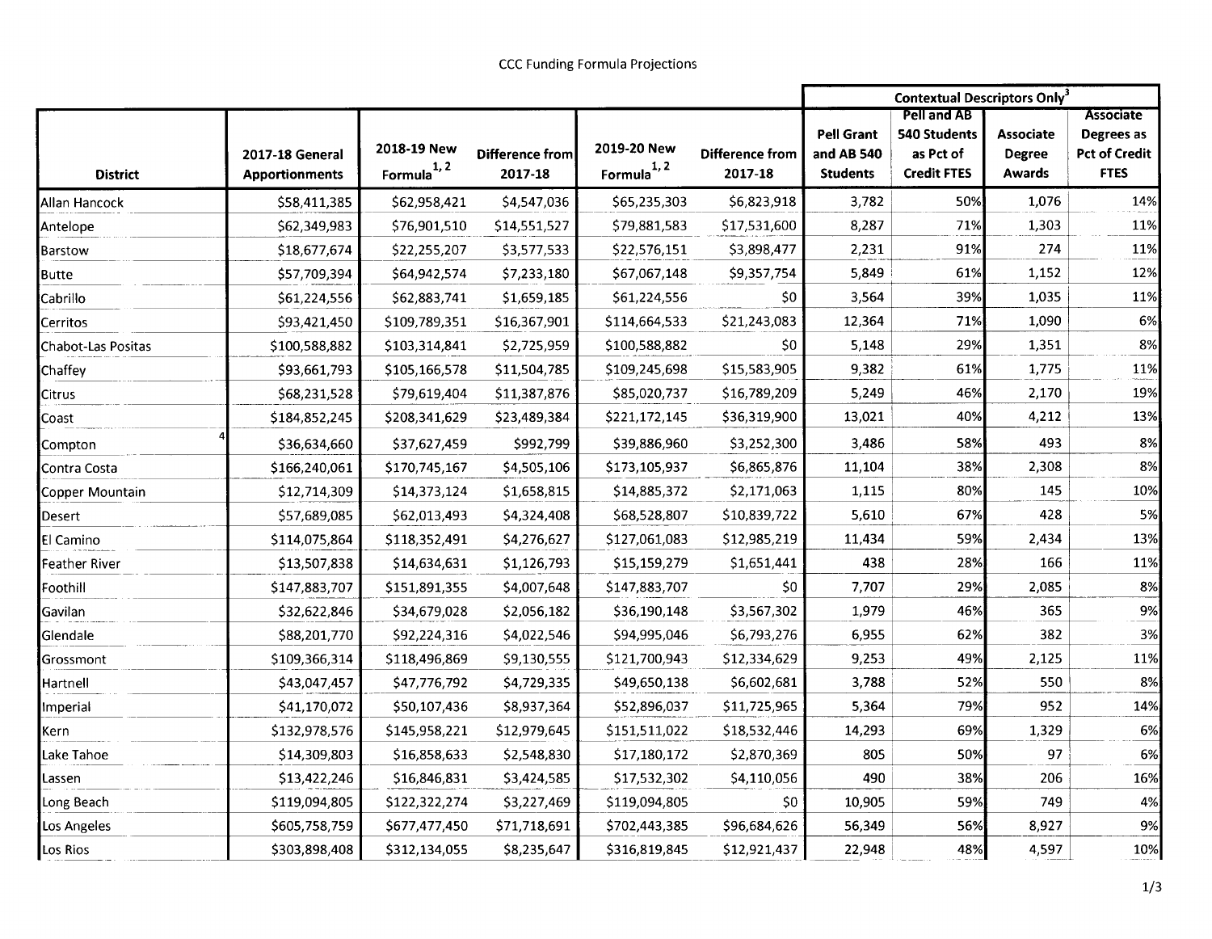# CCC Funding Formula Projections

| District | 2017-18 General Apportionments | 2018-19 New Formula[1, 2] | Difference from 2017-18 | 2019-20 New Formula[1, 2] | Difference from 2017-18 | Contextual Descriptors Only[3] | | | |
|---|---|---|---|---|---|---|---|---|---|
| | | | | | | Pell Grant and AB 540 Students | Pell and AB 540 Students as Pct of Credit FTES | Associate Degree Awards | Associate Degrees as Pct of Credit FTES |
| Allan Hancock | $58,411,385 | $62,958,421 | $4,547,036 | $65,235,303 | $6,823,918 | 3,782 | 50% | 1,076 | 14% |
| Antelope | $62,349,983 | $76,901,510 | $14,551,527 | $79,881,583 | $17,531,600 | 8,287 | 71% | 1,303 | 11% |
| Barstow | $18,677,674 | $22,255,207 | $3,577,533 | $22,576,151 | $3,898,477 | 2,231 | 91% | 274 | 11% |
| Butte | $57,709,394 | $64,942,574 | $7,233,180 | $67,067,148 | $9,357,754 | 5,849 | 61% | 1,152 | 12% |
| Cabrillo | $61,224,556 | $62,883,741 | $1,659,185 | $61,224,556 | $0 | 3,564 | 39% | 1,035 | 11% |
| Cerritos | $93,421,450 | $109,789,351 | $16,367,901 | $114,664,533 | $21,243,083 | 12,364 | 71% | 1,090 | 6% |
| Chabot-Las Positas | $100,588,882 | $103,314,841 | $2,725,959 | $100,588,882 | $0 | 5,148 | 29% | 1,351 | 8% |
| Chaffey | $93,661,793 | $105,166,578 | $11,504,785 | $109,245,698 | $15,583,905 | 9,382 | 61% | 1,775 | 11% |
| Citrus | $68,231,528 | $79,619,404 | $11,387,876 | $85,020,737 | $16,789,209 | 5,249 | 46% | 2,170 | 19% |
| Coast | $184,852,245 | $208,341,629 | $23,489,384 | $221,172,145 | $36,319,900 | 13,021 | 40% | 4,212 | 13% |
| Compton[4] | $36,634,660 | $37,627,459 | $992,799 | $39,886,960 | $3,252,300 | 3,486 | 58% | 493 | 8% |
| Contra Costa | $166,240,061 | $170,745,167 | $4,505,106 | $173,105,937 | $6,865,876 | 11,104 | 38% | 2,308 | 8% |
| Copper Mountain | $12,714,309 | $14,373,124 | $1,658,815 | $14,885,372 | $2,171,063 | 1,115 | 80% | 145 | 10% |
| Desert | $57,689,085 | $62,013,493 | $4,324,408 | $68,528,807 | $10,839,722 | 5,610 | 67% | 428 | 5% |
| El Camino | $114,075,864 | $118,352,491 | $4,276,627 | $127,061,083 | $12,985,219 | 11,434 | 59% | 2,434 | 13% |
| Feather River | $13,507,838 | $14,634,631 | $1,126,793 | $15,159,279 | $1,651,441 | 438 | 28% | 166 | 11% |
| Foothill | $147,883,707 | $151,891,355 | $4,007,648 | $147,883,707 | $0 | 7,707 | 29% | 2,085 | 8% |
| Gavilan | $32,622,846 | $34,679,028 | $2,056,182 | $36,190,148 | $3,567,302 | 1,979 | 46% | 365 | 9% |
| Glendale | $88,201,770 | $92,224,316 | $4,022,546 | $94,995,046 | $6,793,276 | 6,955 | 62% | 382 | 3% |
| Grossmont | $109,366,314 | $118,496,869 | $9,130,555 | $121,700,943 | $12,334,629 | 9,253 | 49% | 2,125 | 11% |
| Hartnell | $43,047,457 | $47,776,792 | $4,729,335 | $49,650,138 | $6,602,681 | 3,788 | 52% | 550 | 8% |
| Imperial | $41,170,072 | $50,107,436 | $8,937,364 | $52,896,037 | $11,725,965 | 5,364 | 79% | 952 | 14% |
| Kern | $132,978,576 | $145,958,221 | $12,979,645 | $151,511,022 | $18,532,446 | 14,293 | 69% | 1,329 | 6% |
| Lake Tahoe | $14,309,803 | $16,858,633 | $2,548,830 | $17,180,172 | $2,870,369 | 805 | 50% | 97 | 6% |
| Lassen | $13,422,246 | $16,846,831 | $3,424,585 | $17,532,302 | $4,110,056 | 490 | 38% | 206 | 16% |
| Long Beach | $119,094,805 | $122,322,274 | $3,227,469 | $119,094,805 | $0 | 10,905 | 59% | 749 | 4% |
| Los Angeles | $605,758,759 | $677,477,450 | $71,718,691 | $702,443,385 | $96,684,626 | 56,349 | 56% | 8,927 | 9% |
| Los Rios | $303,898,408 | $312,134,055 | $8,235,647 | $316,819,845 | $12,921,437 | 22,948 | 48% | 4,597 | 10% |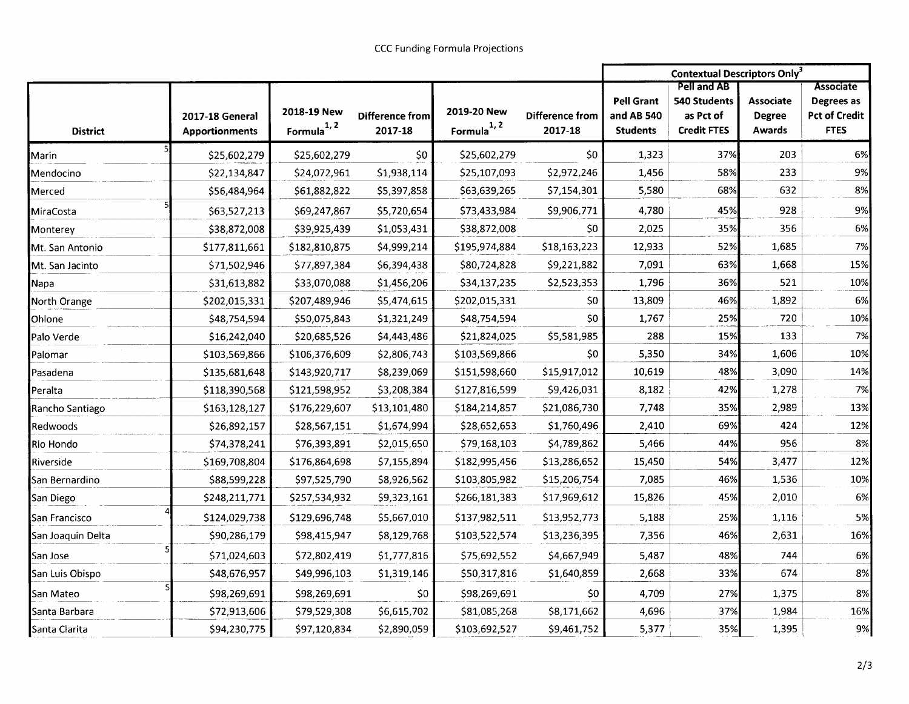CCC Funding Formula Projections

| District | 2017-18 General Apportionments | 2018-19 New Formula[1, 2] | Difference from 2017-18 | 2019-20 New Formula[1, 2] | Difference from 2017-18 | Contextual Descriptors Only[3] | | | |
|---|---|---|---|---|---|---|---|---|---|
| | | | | | | Pell Grant and AB 540 Students | Pell and AB 540 Students as Pct of Credit FTES | Associate Degree Awards | Associate Degrees as Pct of Credit FTES |
| Marin [5] | $25,602,279 | $25,602,279 | $0 | $25,602,279 | $0 | 1,323 | 37% | 203 | 6% |
| Mendocino | $22,134,847 | $24,072,961 | $1,938,114 | $25,107,093 | $2,972,246 | 1,456 | 58% | 233 | 9% |
| Merced | $56,484,964 | $61,882,822 | $5,397,858 | $63,639,265 | $7,154,301 | 5,580 | 68% | 632 | 8% |
| MiraCosta [5] | $63,527,213 | $69,247,867 | $5,720,654 | $73,433,984 | $9,906,771 | 4,780 | 45% | 928 | 9% |
| Monterey | $38,872,008 | $39,925,439 | $1,053,431 | $38,872,008 | $0 | 2,025 | 35% | 356 | 6% |
| Mt. San Antonio | $177,811,661 | $182,810,875 | $4,999,214 | $195,974,884 | $18,163,223 | 12,933 | 52% | 1,685 | 7% |
| Mt. San Jacinto | $71,502,946 | $77,897,384 | $6,394,438 | $80,724,828 | $9,221,882 | 7,091 | 63% | 1,668 | 15% |
| Napa | $31,613,882 | $33,070,088 | $1,456,206 | $34,137,235 | $2,523,353 | 1,796 | 36% | 521 | 10% |
| North Orange | $202,015,331 | $207,489,946 | $5,474,615 | $202,015,331 | $0 | 13,809 | 46% | 1,892 | 6% |
| Ohlone | $48,754,594 | $50,075,843 | $1,321,249 | $48,754,594 | $0 | 1,767 | 25% | 720 | 10% |
| Palo Verde | $16,242,040 | $20,685,526 | $4,443,486 | $21,824,025 | $5,581,985 | 288 | 15% | 133 | 7% |
| Palomar | $103,569,866 | $106,376,609 | $2,806,743 | $103,569,866 | $0 | 5,350 | 34% | 1,606 | 10% |
| Pasadena | $135,681,648 | $143,920,717 | $8,239,069 | $151,598,660 | $15,917,012 | 10,619 | 48% | 3,090 | 14% |
| Peralta | $118,390,568 | $121,598,952 | $3,208,384 | $127,816,599 | $9,426,031 | 8,182 | 42% | 1,278 | 7% |
| Rancho Santiago | $163,128,127 | $176,229,607 | $13,101,480 | $184,214,857 | $21,086,730 | 7,748 | 35% | 2,989 | 13% |
| Redwoods | $26,892,157 | $28,567,151 | $1,674,994 | $28,652,653 | $1,760,496 | 2,410 | 69% | 424 | 12% |
| Rio Hondo | $74,378,241 | $76,393,891 | $2,015,650 | $79,168,103 | $4,789,862 | 5,466 | 44% | 956 | 8% |
| Riverside | $169,708,804 | $176,864,698 | $7,155,894 | $182,995,456 | $13,286,652 | 15,450 | 54% | 3,477 | 12% |
| San Bernardino | $88,599,228 | $97,525,790 | $8,926,562 | $103,805,982 | $15,206,754 | 7,085 | 46% | 1,536 | 10% |
| San Diego | $248,211,771 | $257,534,932 | $9,323,161 | $266,181,383 | $17,969,612 | 15,826 | 45% | 2,010 | 6% |
| San Francisco [4] | $124,029,738 | $129,696,748 | $5,667,010 | $137,982,511 | $13,952,773 | 5,188 | 25% | 1,116 | 5% |
| San Joaquin Delta | $90,286,179 | $98,415,947 | $8,129,768 | $103,522,574 | $13,236,395 | 7,356 | 46% | 2,631 | 16% |
| San Jose [5] | $71,024,603 | $72,802,419 | $1,777,816 | $75,692,552 | $4,667,949 | 5,487 | 48% | 744 | 6% |
| San Luis Obispo | $48,676,957 | $49,996,103 | $1,319,146 | $50,317,816 | $1,640,859 | 2,668 | 33% | 674 | 8% |
| San Mateo [5] | $98,269,691 | $98,269,691 | $0 | $98,269,691 | $0 | 4,709 | 27% | 1,375 | 8% |
| Santa Barbara | $72,913,606 | $79,529,308 | $6,615,702 | $81,085,268 | $8,171,662 | 4,696 | 37% | 1,984 | 16% |
| Santa Clarita | $94,230,775 | $97,120,834 | $2,890,059 | $103,692,527 | $9,461,752 | 5,377 | 35% | 1,395 | 9% |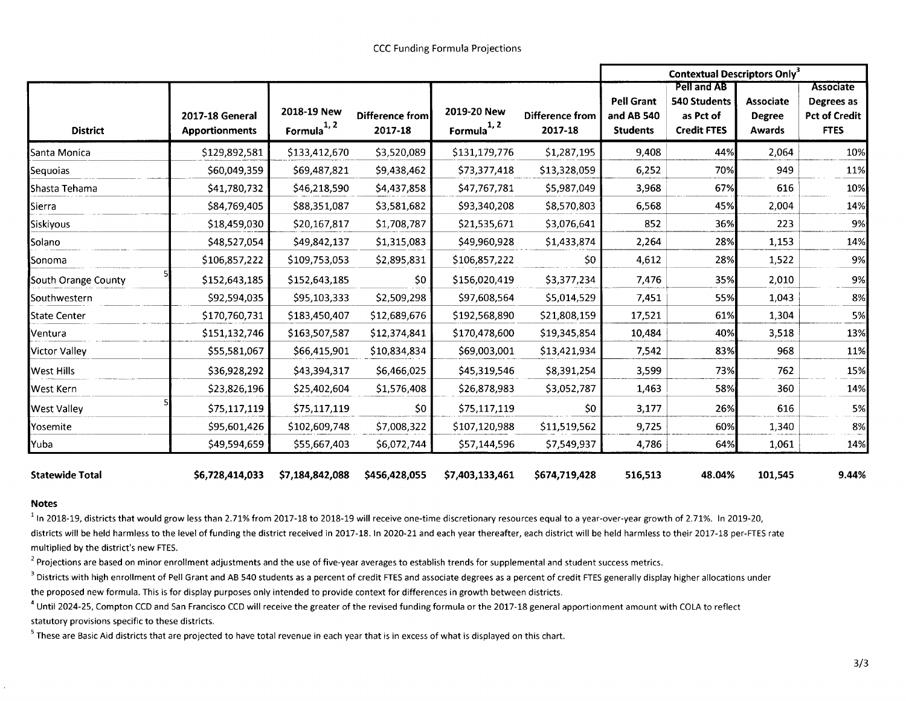CCC Funding Formula Projections

| District | 2017-18 General Apportionments | 2018-19 New Formula[1, 2] | Difference from 2017-18 | 2019-20 New Formula[1, 2] | Difference from 2017-18 | Contextual Descriptors Only[3] | | | |
|---|---|---|---|---|---|---|---|---|---|
| | | | | | | Pell Grant and AB 540 Students | Pell and AB 540 Students as Pct of Credit FTES | Associate Degree Awards | Associate Degrees as Pct of Credit FTES |
| Santa Monica | $129,892,581 | $133,412,670 | $3,520,089 | $131,179,776 | $1,287,195 | 9,408 | 44% | 2,064 | 10% |
| Sequoias | $60,049,359 | $69,487,821 | $9,438,462 | $73,377,418 | $13,328,059 | 6,252 | 70% | 949 | 11% |
| Shasta Tehama | $41,780,732 | $46,218,590 | $4,437,858 | $47,767,781 | $5,987,049 | 3,968 | 67% | 616 | 10% |
| Sierra | $84,769,405 | $88,351,087 | $3,581,682 | $93,340,208 | $8,570,803 | 6,568 | 45% | 2,004 | 14% |
| Siskiyous | $18,459,030 | $20,167,817 | $1,708,787 | $21,535,671 | $3,076,641 | 852 | 36% | 223 | 9% |
| Solano | $48,527,054 | $49,842,137 | $1,315,083 | $49,960,928 | $1,433,874 | 2,264 | 28% | 1,153 | 14% |
| Sonoma | $106,857,222 | $109,753,053 | $2,895,831 | $106,857,222 | $0 | 4,612 | 28% | 1,522 | 9% |
| South Orange County[5] | $152,643,185 | $152,643,185 | $0 | $156,020,419 | $3,377,234 | 7,476 | 35% | 2,010 | 9% |
| Southwestern | $92,594,035 | $95,103,333 | $2,509,298 | $97,608,564 | $5,014,529 | 7,451 | 55% | 1,043 | 8% |
| State Center | $170,760,731 | $183,450,407 | $12,689,676 | $192,568,890 | $21,808,159 | 17,521 | 61% | 1,304 | 5% |
| Ventura | $151,132,746 | $163,507,587 | $12,374,841 | $170,478,600 | $19,345,854 | 10,484 | 40% | 3,518 | 13% |
| Victor Valley | $55,581,067 | $66,415,901 | $10,834,834 | $69,003,001 | $13,421,934 | 7,542 | 83% | 968 | 11% |
| West Hills | $36,928,292 | $43,394,317 | $6,466,025 | $45,319,546 | $8,391,254 | 3,599 | 73% | 762 | 15% |
| West Kern | $23,826,196 | $25,402,604 | $1,576,408 | $26,878,983 | $3,052,787 | 1,463 | 58% | 360 | 14% |
| West Valley[5] | $75,117,119 | $75,117,119 | $0 | $75,117,119 | $0 | 3,177 | 26% | 616 | 5% |
| Yosemite | $95,601,426 | $102,609,748 | $7,008,322 | $107,120,988 | $11,519,562 | 9,725 | 60% | 1,340 | 8% |
| Yuba | $49,594,659 | $55,667,403 | $6,072,744 | $57,144,596 | $7,549,937 | 4,786 | 64% | 1,061 | 14% |
| **Statewide Total** | **$6,728,414,033** | **$7,184,842,088** | **$456,428,055** | **$7,403,133,461** | **$674,719,428** | **516,513** | **48.04%** | **101,545** | **9.44%** |

**Notes**

[1] In 2018-19, districts that would grow less than 2.71% from 2017-18 to 2018-19 will receive one-time discretionary resources equal to a year-over-year growth of 2.71%. In 2019-20, districts will be held harmless to the level of funding the district received in 2017-18. In 2020-21 and each year thereafter, each district will be held harmless to their 2017-18 per-FTES rate multiplied by the district's new FTES.

[2] Projections are based on minor enrollment adjustments and the use of five-year averages to establish trends for supplemental and student success metrics.

[3] Districts with high enrollment of Pell Grant and AB 540 students as a percent of credit FTES and associate degrees as a percent of credit FTES generally display higher allocations under the proposed new formula. This is for display purposes only intended to provide context for differences in growth between districts.

[4] Until 2024-25, Compton CCD and San Francisco CCD will receive the greater of the revised funding formula or the 2017-18 general apportionment amount with COLA to reflect statutory provisions specific to these districts.

[5] These are Basic Aid districts that are projected to have total revenue in each year that is in excess of what is displayed on this chart.